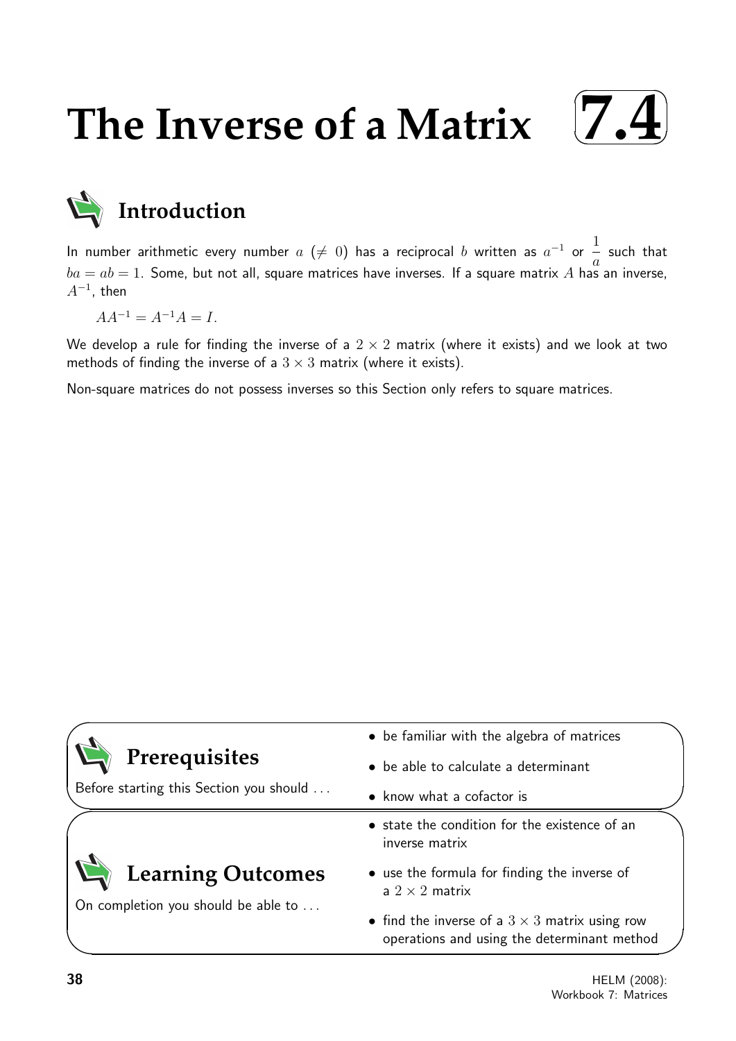# The Inverse of a Matrix 7.4

## Introduction

In number arithmetic every number $a$ ($\neq 0$) has a reciprocal $b$ written as $a^{-1}$ or $\dfrac{1}{a}$ such that $ba = ab = 1$. Some, but not all, square matrices have inverses. If a square matrix $A$ has an inverse, $A^{-1}$, then

$$AA^{-1} = A^{-1}A = I.$$

We develop a rule for finding the inverse of a $2 \times 2$ matrix (where it exists) and we look at two methods of finding the inverse of a $3 \times 3$ matrix (where it exists).

Non-square matrices do not possess inverses so this Section only refers to square matrices.

## Prerequisites

Before starting this Section you should ...

- be familiar with the algebra of matrices
- be able to calculate a determinant
- know what a cofactor is

## Learning Outcomes

On completion you should be able to ...

- state the condition for the existence of an inverse matrix
- use the formula for finding the inverse of a $2 \times 2$ matrix
- find the inverse of a $3 \times 3$ matrix using row operations and using the determinant method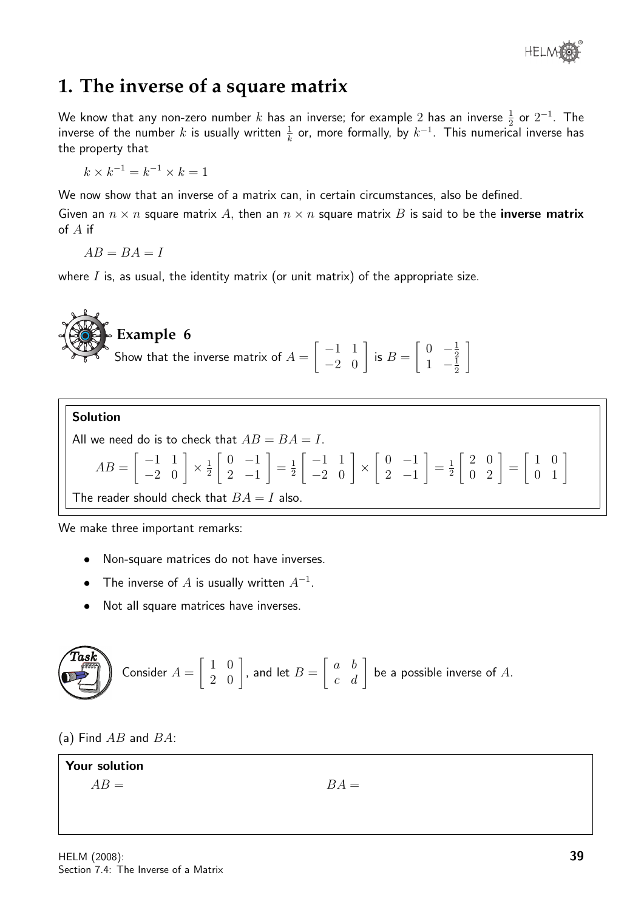## 1. The inverse of a square matrix

We know that any non-zero number $k$ has an inverse; for example 2 has an inverse $\frac{1}{2}$ or $2^{-1}$. The inverse of the number $k$ is usually written $\frac{1}{k}$ or, more formally, by $k^{-1}$. This numerical inverse has the property that

$$k \times k^{-1} = k^{-1} \times k = 1$$

We now show that an inverse of a matrix can, in certain circumstances, also be defined.

Given an $n \times n$ square matrix $A$, then an $n \times n$ square matrix $B$ is said to be the **inverse matrix** of $A$ if

$$AB = BA = I$$

where $I$ is, as usual, the identity matrix (or unit matrix) of the appropriate size.

### Example 6

Show that the inverse matrix of $A = \begin{bmatrix} -1 & 1 \\ -2 & 0 \end{bmatrix}$ is $B = \begin{bmatrix} 0 & -\frac{1}{2} \\ 1 & -\frac{1}{2} \end{bmatrix}$

**Solution**

All we need do is to check that $AB = BA = I$.

$$AB = \begin{bmatrix} -1 & 1 \\ -2 & 0 \end{bmatrix} \times \frac{1}{2}\begin{bmatrix} 0 & -1 \\ 2 & -1 \end{bmatrix} = \frac{1}{2}\begin{bmatrix} -1 & 1 \\ -2 & 0 \end{bmatrix} \times \begin{bmatrix} 0 & -1 \\ 2 & -1 \end{bmatrix} = \frac{1}{2}\begin{bmatrix} 2 & 0 \\ 0 & 2 \end{bmatrix} = \begin{bmatrix} 1 & 0 \\ 0 & 1 \end{bmatrix}$$

The reader should check that $BA = I$ also.

We make three important remarks:

- Non-square matrices do not have inverses.
- The inverse of $A$ is usually written $A^{-1}$.
- Not all square matrices have inverses.

### Task

Consider $A = \begin{bmatrix} 1 & 0 \\ 2 & 0 \end{bmatrix}$, and let $B = \begin{bmatrix} a & b \\ c & d \end{bmatrix}$ be a possible inverse of $A$.

(a) Find $AB$ and $BA$:

**Your solution**

$AB =$ 

$BA =$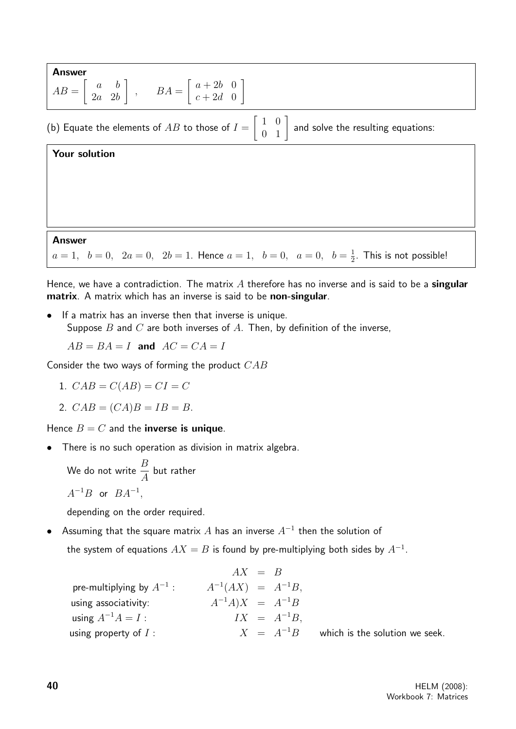**Answer**

$AB = \begin{bmatrix} a & b \\ 2a & 2b \end{bmatrix}$ , $\quad BA = \begin{bmatrix} a+2b & 0 \\ c+2d & 0 \end{bmatrix}$

(b) Equate the elements of $AB$ to those of $I = \begin{bmatrix} 1 & 0 \\ 0 & 1 \end{bmatrix}$ and solve the resulting equations:

**Your solution**

**Answer**

$a = 1, \quad b = 0, \quad 2a = 0, \quad 2b = 1$. Hence $a = 1, \quad b = 0, \quad a = 0, \quad b = \frac{1}{2}$. This is not possible!

Hence, we have a contradiction. The matrix $A$ therefore has no inverse and is said to be a **singular matrix**. A matrix which has an inverse is said to be **non-singular**.

- If a matrix has an inverse then that inverse is unique.
  Suppose $B$ and $C$ are both inverses of $A$. Then, by definition of the inverse,

  $AB = BA = I$ **and** $AC = CA = I$

Consider the two ways of forming the product $CAB$

1. $CAB = C(AB) = CI = C$
2. $CAB = (CA)B = IB = B$.

Hence $B = C$ and the **inverse is unique**.

- There is no such operation as division in matrix algebra.

  We do not write $\dfrac{B}{A}$ but rather

  $A^{-1}B$ or $BA^{-1}$,

  depending on the order required.

- Assuming that the square matrix $A$ has an inverse $A^{-1}$ then the solution of the system of equations $AX = B$ is found by pre-multiplying both sides by $A^{-1}$.

$$
\begin{array}{lrcll}
 & AX & = & B & \\
\text{pre-multiplying by } A^{-1}: & A^{-1}(AX) & = & A^{-1}B, & \\
\text{using associativity:} & A^{-1}A)X & = & A^{-1}B & \\
\text{using } A^{-1}A = I: & IX & = & A^{-1}B, & \\
\text{using property of } I: & X & = & A^{-1}B & \text{which is the solution we seek.}
\end{array}
$$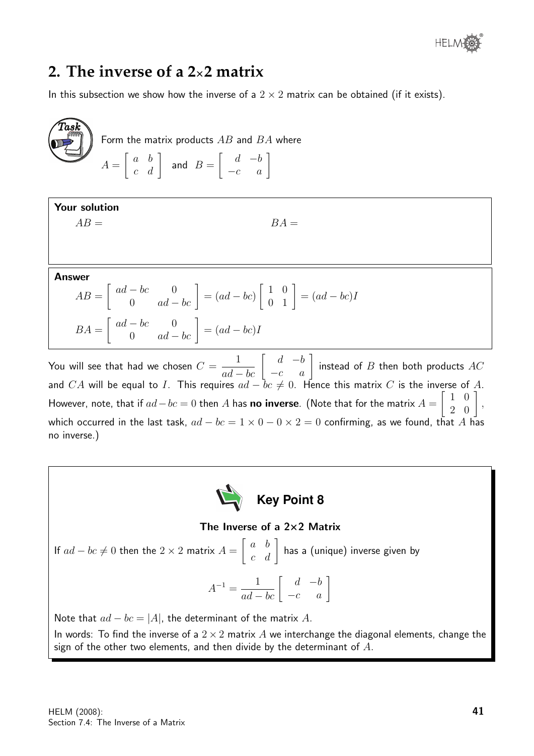## 2. The inverse of a 2×2 matrix

In this subsection we show how the inverse of a $2 \times 2$ matrix can be obtained (if it exists).

**Task**

Form the matrix products $AB$ and $BA$ where

$$A = \begin{bmatrix} a & b \\ c & d \end{bmatrix} \quad \text{and} \quad B = \begin{bmatrix} d & -b \\ -c & a \end{bmatrix}$$

**Your solution**

$AB =$ $\qquad\qquad\qquad\qquad$ $BA =$

**Answer**

$$AB = \begin{bmatrix} ad - bc & 0 \\ 0 & ad - bc \end{bmatrix} = (ad - bc)\begin{bmatrix} 1 & 0 \\ 0 & 1 \end{bmatrix} = (ad - bc)I$$

$$BA = \begin{bmatrix} ad - bc & 0 \\ 0 & ad - bc \end{bmatrix} = (ad - bc)I$$

You will see that had we chosen $C = \dfrac{1}{ad - bc}\begin{bmatrix} d & -b \\ -c & a \end{bmatrix}$ instead of $B$ then both products $AC$ and $CA$ will be equal to $I$. This requires $ad - bc \neq 0$. Hence this matrix $C$ is the inverse of $A$. However, note, that if $ad - bc = 0$ then $A$ has **no inverse**. (Note that for the matrix $A = \begin{bmatrix} 1 & 0 \\ 2 & 0 \end{bmatrix}$, which occurred in the last task, $ad - bc = 1 \times 0 - 0 \times 2 = 0$ confirming, as we found, that $A$ has no inverse.)

**Key Point 8**

**The Inverse of a 2×2 Matrix**

If $ad - bc \neq 0$ then the $2 \times 2$ matrix $A = \begin{bmatrix} a & b \\ c & d \end{bmatrix}$ has a (unique) inverse given by

$$A^{-1} = \frac{1}{ad - bc}\begin{bmatrix} d & -b \\ -c & a \end{bmatrix}$$

Note that $ad - bc = |A|$, the determinant of the matrix $A$.

In words: To find the inverse of a $2 \times 2$ matrix $A$ we interchange the diagonal elements, change the sign of the other two elements, and then divide by the determinant of $A$.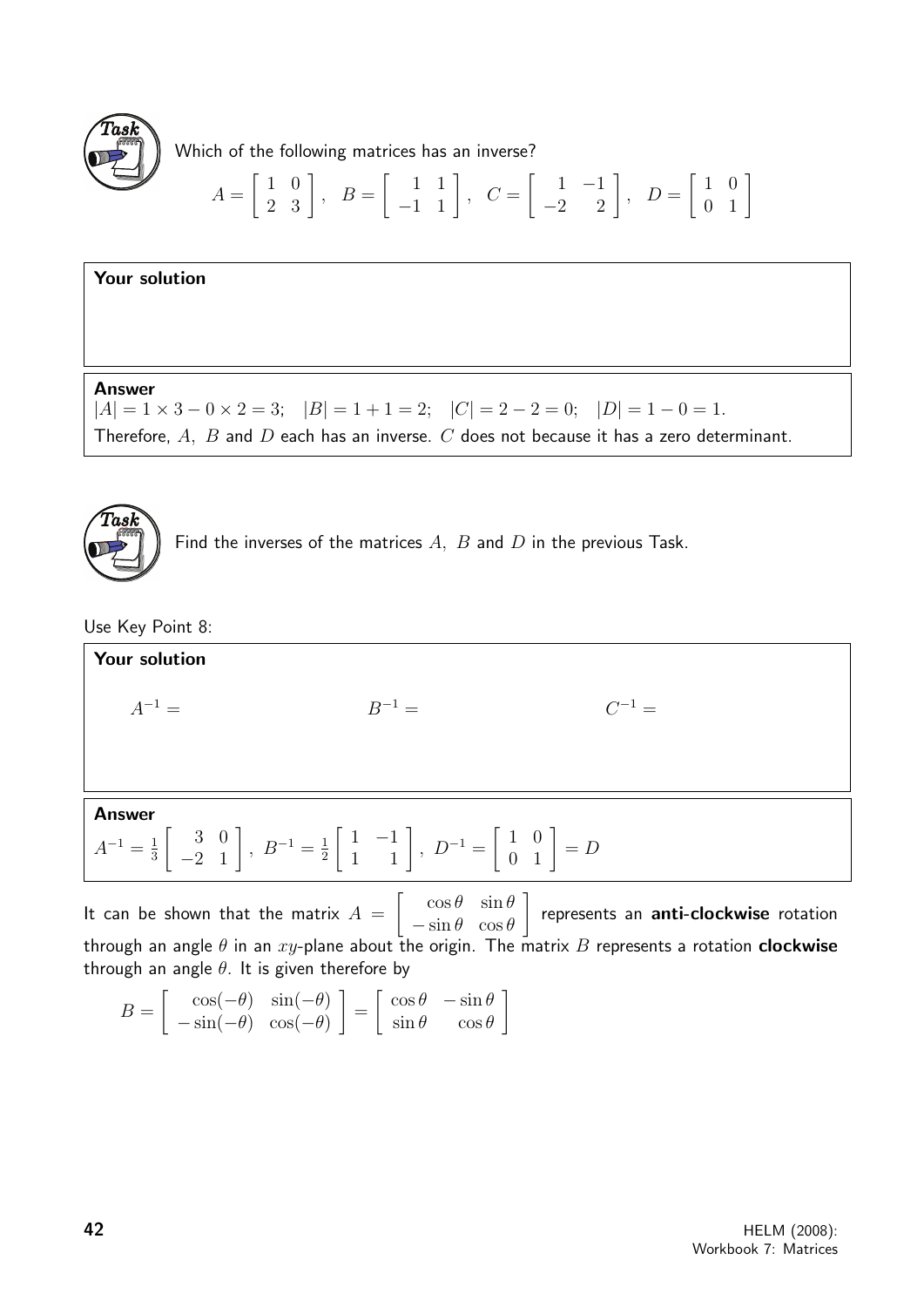**Task**

Which of the following matrices has an inverse?

$$A = \begin{bmatrix} 1 & 0 \\ 2 & 3 \end{bmatrix}, \quad B = \begin{bmatrix} 1 & 1 \\ -1 & 1 \end{bmatrix}, \quad C = \begin{bmatrix} 1 & -1 \\ -2 & 2 \end{bmatrix}, \quad D = \begin{bmatrix} 1 & 0 \\ 0 & 1 \end{bmatrix}$$

**Your solution**

**Answer**

$|A| = 1 \times 3 - 0 \times 2 = 3; \quad |B| = 1 + 1 = 2; \quad |C| = 2 - 2 = 0; \quad |D| = 1 - 0 = 1.$

Therefore, $A,\ B$ and $D$ each has an inverse. $C$ does not because it has a zero determinant.

**Task**

Find the inverses of the matrices $A,\ B$ and $D$ in the previous Task.

Use Key Point 8:

**Your solution**

$A^{-1} =$ $\qquad B^{-1} =$ $\qquad C^{-1} =$

**Answer**

$A^{-1} = \frac{1}{3}\begin{bmatrix} 3 & 0 \\ -2 & 1 \end{bmatrix}, \ B^{-1} = \frac{1}{2}\begin{bmatrix} 1 & -1 \\ 1 & 1 \end{bmatrix}, \ D^{-1} = \begin{bmatrix} 1 & 0 \\ 0 & 1 \end{bmatrix} = D$

It can be shown that the matrix $A = \begin{bmatrix} \cos\theta & \sin\theta \\ -\sin\theta & \cos\theta \end{bmatrix}$ represents an **anti-clockwise** rotation through an angle $\theta$ in an $xy$-plane about the origin. The matrix $B$ represents a rotation **clockwise** through an angle $\theta$. It is given therefore by

$$B = \begin{bmatrix} \cos(-\theta) & \sin(-\theta) \\ -\sin(-\theta) & \cos(-\theta) \end{bmatrix} = \begin{bmatrix} \cos\theta & -\sin\theta \\ \sin\theta & \cos\theta \end{bmatrix}$$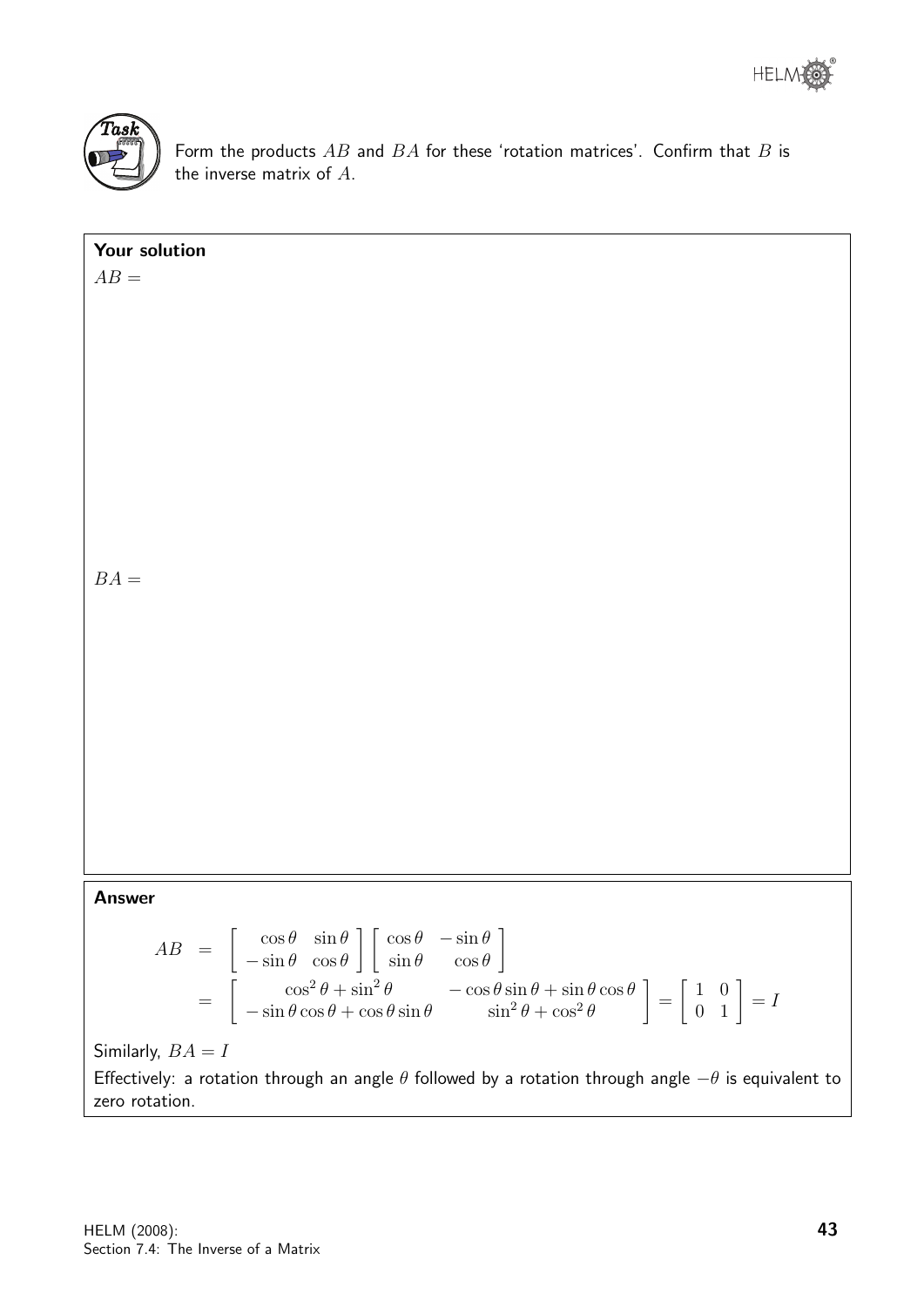**Task**

Form the products $AB$ and $BA$ for these 'rotation matrices'. Confirm that $B$ is the inverse matrix of $A$.

**Your solution**

$AB =$

$BA =$

**Answer**

$$
\begin{aligned}
AB &= \begin{bmatrix} \cos\theta & \sin\theta \\ -\sin\theta & \cos\theta \end{bmatrix} \begin{bmatrix} \cos\theta & -\sin\theta \\ \sin\theta & \cos\theta \end{bmatrix} \\
&= \begin{bmatrix} \cos^2\theta + \sin^2\theta & -\cos\theta\sin\theta + \sin\theta\cos\theta \\ -\sin\theta\cos\theta + \cos\theta\sin\theta & \sin^2\theta + \cos^2\theta \end{bmatrix} = \begin{bmatrix} 1 & 0 \\ 0 & 1 \end{bmatrix} = I
\end{aligned}
$$

Similarly, $BA = I$

Effectively: a rotation through an angle $\theta$ followed by a rotation through angle $-\theta$ is equivalent to zero rotation.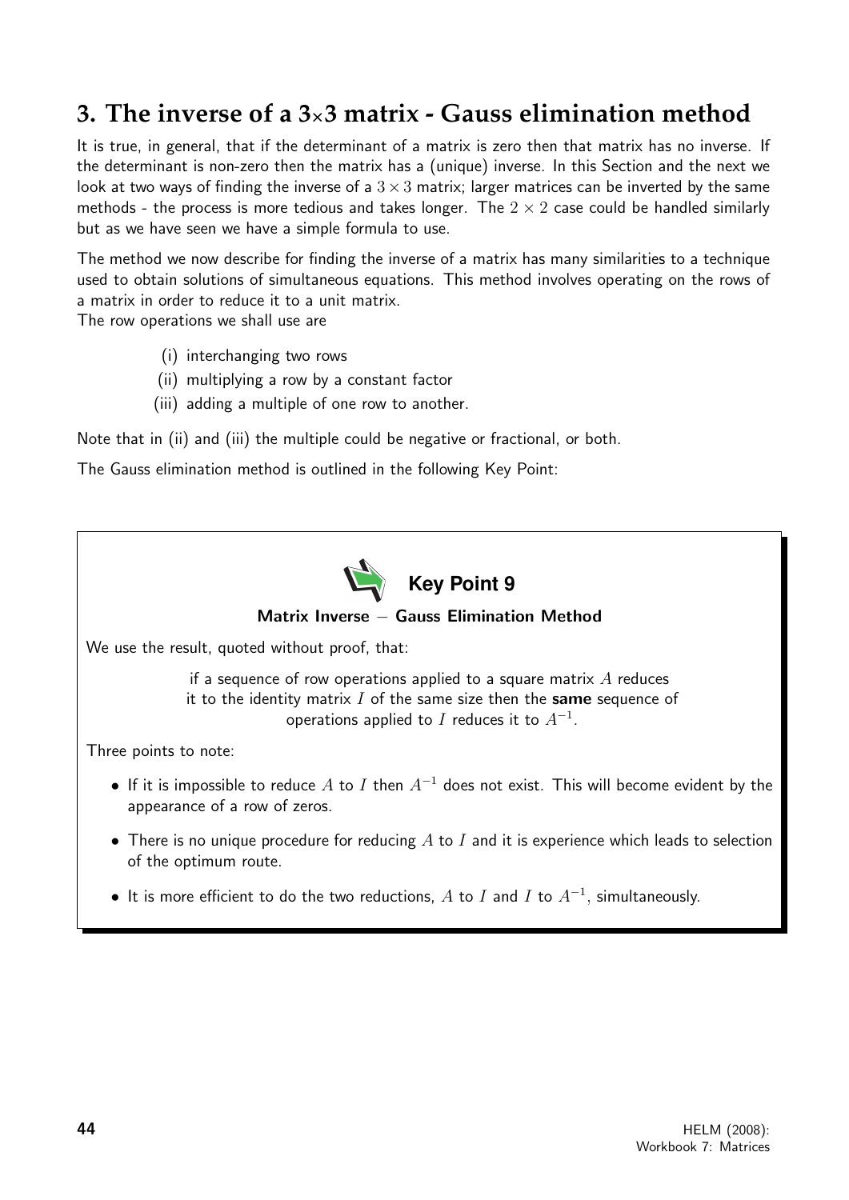## 3. The inverse of a 3×3 matrix - Gauss elimination method

It is true, in general, that if the determinant of a matrix is zero then that matrix has no inverse. If the determinant is non-zero then the matrix has a (unique) inverse. In this Section and the next we look at two ways of finding the inverse of a $3 \times 3$ matrix; larger matrices can be inverted by the same methods - the process is more tedious and takes longer. The $2 \times 2$ case could be handled similarly but as we have seen we have a simple formula to use.

The method we now describe for finding the inverse of a matrix has many similarities to a technique used to obtain solutions of simultaneous equations. This method involves operating on the rows of a matrix in order to reduce it to a unit matrix.

The row operations we shall use are

(i) interchanging two rows

(ii) multiplying a row by a constant factor

(iii) adding a multiple of one row to another.

Note that in (ii) and (iii) the multiple could be negative or fractional, or both.

The Gauss elimination method is outlined in the following Key Point:

**Key Point 9**

**Matrix Inverse – Gauss Elimination Method**

We use the result, quoted without proof, that:

if a sequence of row operations applied to a square matrix $A$ reduces it to the identity matrix $I$ of the same size then the **same** sequence of operations applied to $I$ reduces it to $A^{-1}$.

Three points to note:

- If it is impossible to reduce $A$ to $I$ then $A^{-1}$ does not exist. This will become evident by the appearance of a row of zeros.
- There is no unique procedure for reducing $A$ to $I$ and it is experience which leads to selection of the optimum route.
- It is more efficient to do the two reductions, $A$ to $I$ and $I$ to $A^{-1}$, simultaneously.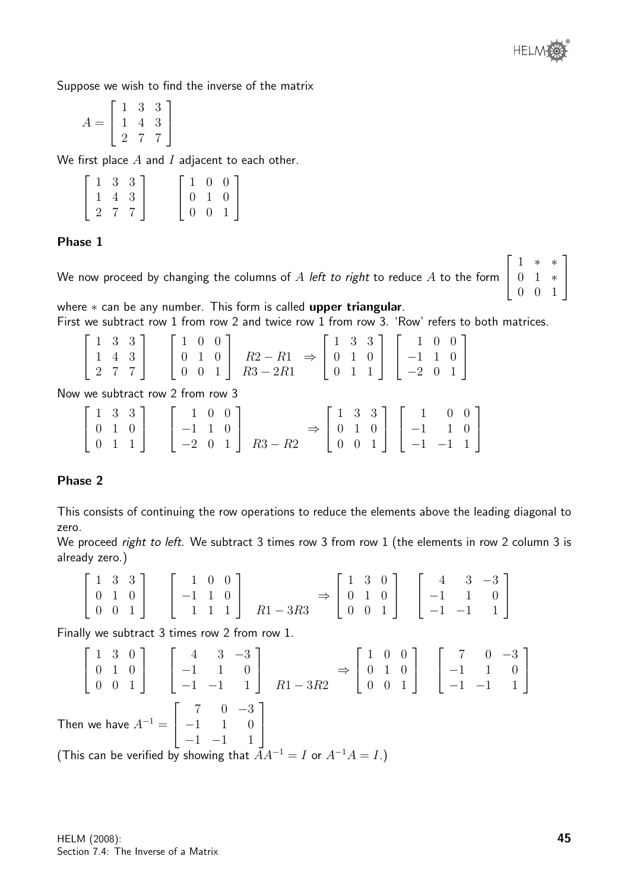Suppose we wish to find the inverse of the matrix

$$A = \begin{bmatrix} 1 & 3 & 3 \\ 1 & 4 & 3 \\ 2 & 7 & 7 \end{bmatrix}$$

We first place $A$ and $I$ adjacent to each other.

$$\begin{bmatrix} 1 & 3 & 3 \\ 1 & 4 & 3 \\ 2 & 7 & 7 \end{bmatrix} \qquad \begin{bmatrix} 1 & 0 & 0 \\ 0 & 1 & 0 \\ 0 & 0 & 1 \end{bmatrix}$$

### Phase 1

We now proceed by changing the columns of $A$ *left to right* to reduce $A$ to the form $\begin{bmatrix} 1 & * & * \\ 0 & 1 & * \\ 0 & 0 & 1 \end{bmatrix}$ where $*$ can be any number. This form is called **upper triangular**.

First we subtract row 1 from row 2 and twice row 1 from row 3. 'Row' refers to both matrices.

$$\begin{bmatrix} 1 & 3 & 3 \\ 1 & 4 & 3 \\ 2 & 7 & 7 \end{bmatrix} \quad \begin{bmatrix} 1 & 0 & 0 \\ 0 & 1 & 0 \\ 0 & 0 & 1 \end{bmatrix} \begin{matrix} \\ R2 - R1 \\ R3 - 2R1 \end{matrix} \Rightarrow \begin{bmatrix} 1 & 3 & 3 \\ 0 & 1 & 0 \\ 0 & 1 & 1 \end{bmatrix} \begin{bmatrix} 1 & 0 & 0 \\ -1 & 1 & 0 \\ -2 & 0 & 1 \end{bmatrix}$$

Now we subtract row 2 from row 3

$$\begin{bmatrix} 1 & 3 & 3 \\ 0 & 1 & 0 \\ 0 & 1 & 1 \end{bmatrix} \quad \begin{bmatrix} 1 & 0 & 0 \\ -1 & 1 & 0 \\ -2 & 0 & 1 \end{bmatrix} \begin{matrix} \\ \\ R3 - R2 \end{matrix} \Rightarrow \begin{bmatrix} 1 & 3 & 3 \\ 0 & 1 & 0 \\ 0 & 0 & 1 \end{bmatrix} \begin{bmatrix} 1 & 0 & 0 \\ -1 & 1 & 0 \\ -1 & -1 & 1 \end{bmatrix}$$

### Phase 2

This consists of continuing the row operations to reduce the elements above the leading diagonal to zero.

We proceed *right to left*. We subtract 3 times row 3 from row 1 (the elements in row 2 column 3 is already zero.)

$$\begin{bmatrix} 1 & 3 & 3 \\ 0 & 1 & 0 \\ 0 & 0 & 1 \end{bmatrix} \quad \begin{bmatrix} 1 & 0 & 0 \\ -1 & 1 & 0 \\ 1 & 1 & 1 \end{bmatrix} \begin{matrix} \\ \\ R1 - 3R3 \end{matrix} \Rightarrow \begin{bmatrix} 1 & 3 & 0 \\ 0 & 1 & 0 \\ 0 & 0 & 1 \end{bmatrix} \quad \begin{bmatrix} 4 & 3 & -3 \\ -1 & 1 & 0 \\ -1 & -1 & 1 \end{bmatrix}$$

Finally we subtract 3 times row 2 from row 1.

$$\begin{bmatrix} 1 & 3 & 0 \\ 0 & 1 & 0 \\ 0 & 0 & 1 \end{bmatrix} \quad \begin{bmatrix} 4 & 3 & -3 \\ -1 & 1 & 0 \\ -1 & -1 & 1 \end{bmatrix} \begin{matrix} \\ \\ R1 - 3R2 \end{matrix} \Rightarrow \begin{bmatrix} 1 & 0 & 0 \\ 0 & 1 & 0 \\ 0 & 0 & 1 \end{bmatrix} \quad \begin{bmatrix} 7 & 0 & -3 \\ -1 & 1 & 0 \\ -1 & -1 & 1 \end{bmatrix}$$

Then we have $A^{-1} = \begin{bmatrix} 7 & 0 & -3 \\ -1 & 1 & 0 \\ -1 & -1 & 1 \end{bmatrix}$

(This can be verified by showing that $AA^{-1} = I$ or $A^{-1}A = I$.)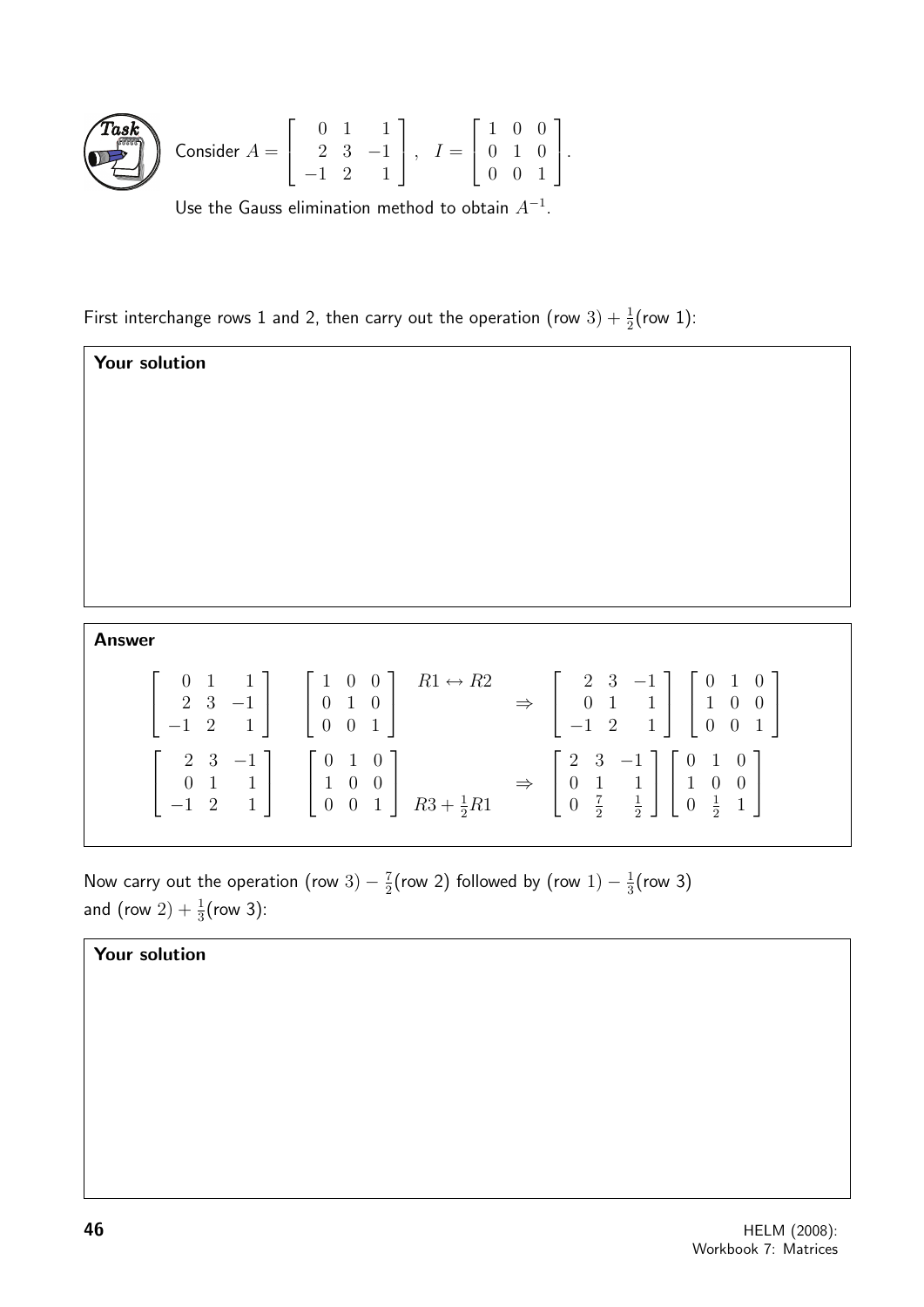**Task**

Consider $A = \begin{bmatrix} 0 & 1 & 1 \\ 2 & 3 & -1 \\ -1 & 2 & 1 \end{bmatrix}, \quad I = \begin{bmatrix} 1 & 0 & 0 \\ 0 & 1 & 0 \\ 0 & 0 & 1 \end{bmatrix}$.

Use the Gauss elimination method to obtain $A^{-1}$.

First interchange rows 1 and 2, then carry out the operation (row $3) + \frac{1}{2}$(row 1):

**Your solution**

**Answer**

$$\begin{bmatrix} 0 & 1 & 1 \\ 2 & 3 & -1 \\ -1 & 2 & 1 \end{bmatrix} \quad \begin{bmatrix} 1 & 0 & 0 \\ 0 & 1 & 0 \\ 0 & 0 & 1 \end{bmatrix} \quad R1 \leftrightarrow R2 \quad \Rightarrow \quad \begin{bmatrix} 2 & 3 & -1 \\ 0 & 1 & 1 \\ -1 & 2 & 1 \end{bmatrix} \begin{bmatrix} 0 & 1 & 0 \\ 1 & 0 & 0 \\ 0 & 0 & 1 \end{bmatrix}$$

$$\begin{bmatrix} 2 & 3 & -1 \\ 0 & 1 & 1 \\ -1 & 2 & 1 \end{bmatrix} \quad \begin{bmatrix} 0 & 1 & 0 \\ 1 & 0 & 0 \\ 0 & 0 & 1 \end{bmatrix} \quad R3 + \tfrac{1}{2}R1 \quad \Rightarrow \quad \begin{bmatrix} 2 & 3 & -1 \\ 0 & 1 & 1 \\ 0 & \frac{7}{2} & \frac{1}{2} \end{bmatrix} \begin{bmatrix} 0 & 1 & 0 \\ 1 & 0 & 0 \\ 0 & \frac{1}{2} & 1 \end{bmatrix}$$

Now carry out the operation (row $3) - \frac{7}{2}$(row 2) followed by (row $1) - \frac{1}{3}$(row 3) and (row $2) + \frac{1}{3}$(row 3):

**Your solution**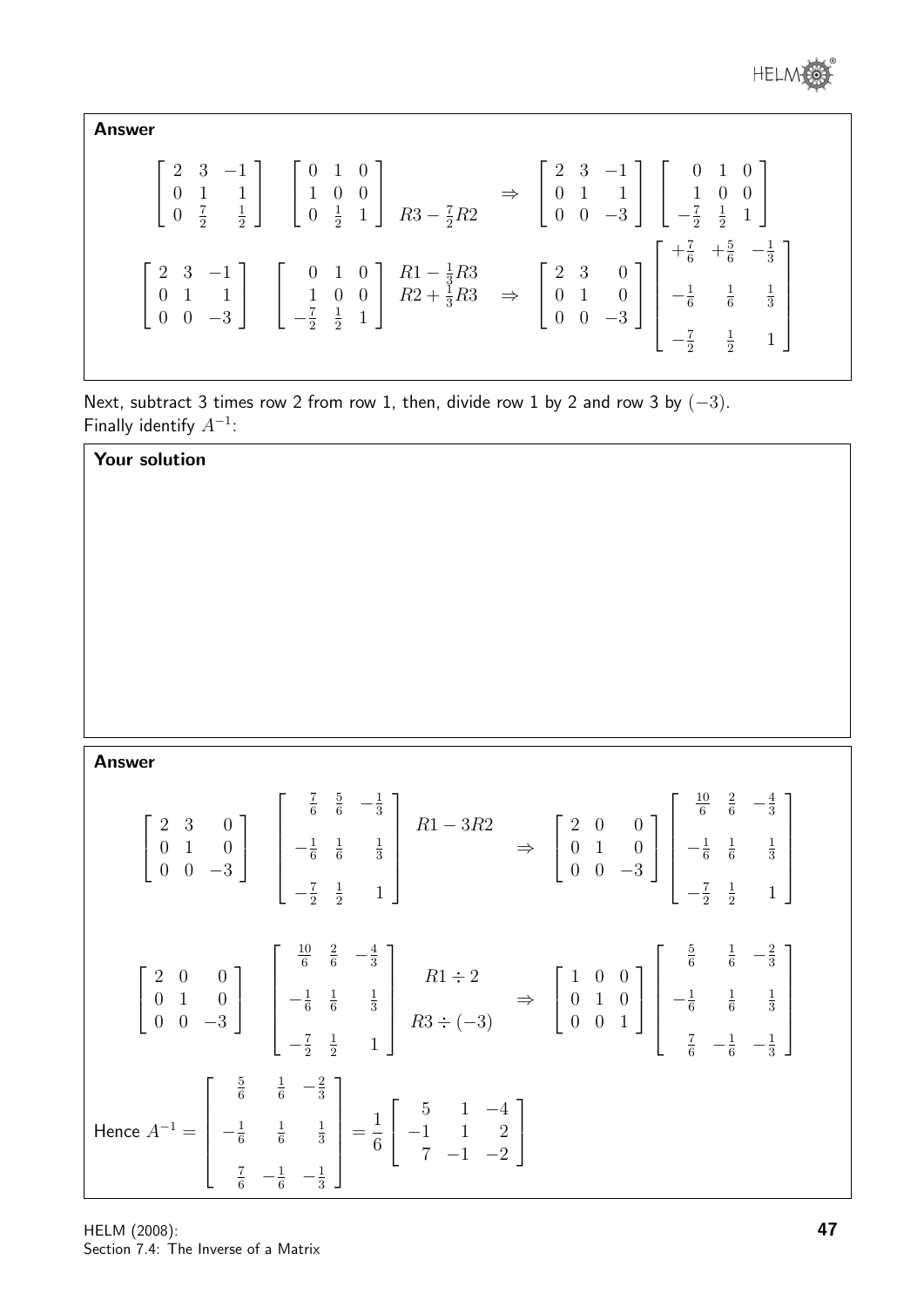**Answer**

$$\left[\begin{array}{ccc} 2 & 3 & -1 \\ 0 & 1 & 1 \\ 0 & \frac{7}{2} & \frac{1}{2} \end{array}\right] \quad \left[\begin{array}{ccc} 0 & 1 & 0 \\ 1 & 0 & 0 \\ 0 & \frac{1}{2} & 1 \end{array}\right] \quad R3 - \tfrac{7}{2}R2 \qquad \Rightarrow \quad \left[\begin{array}{ccc} 2 & 3 & -1 \\ 0 & 1 & 1 \\ 0 & 0 & -3 \end{array}\right] \quad \left[\begin{array}{ccc} 0 & 1 & 0 \\ 1 & 0 & 0 \\ -\frac{7}{2} & \frac{1}{2} & 1 \end{array}\right]$$

$$\left[\begin{array}{ccc} 2 & 3 & -1 \\ 0 & 1 & 1 \\ 0 & 0 & -3 \end{array}\right] \quad \left[\begin{array}{ccc} 0 & 1 & 0 \\ 1 & 0 & 0 \\ -\frac{7}{2} & \frac{1}{2} & 1 \end{array}\right] \quad \begin{array}{l} R1 - \frac{1}{3}R3 \\ R2 + \frac{1}{3}R3 \end{array} \quad \Rightarrow \quad \left[\begin{array}{ccc} 2 & 3 & 0 \\ 0 & 1 & 0 \\ 0 & 0 & -3 \end{array}\right] \left[\begin{array}{ccc} +\frac{7}{6} & +\frac{5}{6} & -\frac{1}{3} \\ -\frac{1}{6} & \frac{1}{6} & \frac{1}{3} \\ -\frac{7}{2} & \frac{1}{2} & 1 \end{array}\right]$$

Next, subtract 3 times row 2 from row 1, then, divide row 1 by 2 and row 3 by $(-3)$.
Finally identify $A^{-1}$:

**Your solution**

**Answer**

$$\left[\begin{array}{ccc} 2 & 3 & 0 \\ 0 & 1 & 0 \\ 0 & 0 & -3 \end{array}\right] \quad \left[\begin{array}{ccc} \frac{7}{6} & \frac{5}{6} & -\frac{1}{3} \\ -\frac{1}{6} & \frac{1}{6} & \frac{1}{3} \\ -\frac{7}{2} & \frac{1}{2} & 1 \end{array}\right] \quad R1 - 3R2 \qquad \Rightarrow \quad \left[\begin{array}{ccc} 2 & 0 & 0 \\ 0 & 1 & 0 \\ 0 & 0 & -3 \end{array}\right] \left[\begin{array}{ccc} \frac{10}{6} & \frac{2}{6} & -\frac{4}{3} \\ -\frac{1}{6} & \frac{1}{6} & \frac{1}{3} \\ -\frac{7}{2} & \frac{1}{2} & 1 \end{array}\right]$$

$$\left[\begin{array}{ccc} 2 & 0 & 0 \\ 0 & 1 & 0 \\ 0 & 0 & -3 \end{array}\right] \quad \left[\begin{array}{ccc} \frac{10}{6} & \frac{2}{6} & -\frac{4}{3} \\ -\frac{1}{6} & \frac{1}{6} & \frac{1}{3} \\ -\frac{7}{2} & \frac{1}{2} & 1 \end{array}\right] \quad \begin{array}{c} R1 \div 2 \\ \\ R3 \div (-3) \end{array} \quad \Rightarrow \quad \left[\begin{array}{ccc} 1 & 0 & 0 \\ 0 & 1 & 0 \\ 0 & 0 & 1 \end{array}\right] \left[\begin{array}{ccc} \frac{5}{6} & \frac{1}{6} & -\frac{2}{3} \\ -\frac{1}{6} & \frac{1}{6} & \frac{1}{3} \\ \frac{7}{6} & -\frac{1}{6} & -\frac{1}{3} \end{array}\right]$$

Hence $A^{-1} = \left[\begin{array}{ccc} \frac{5}{6} & \frac{1}{6} & -\frac{2}{3} \\ -\frac{1}{6} & \frac{1}{6} & \frac{1}{3} \\ \frac{7}{6} & -\frac{1}{6} & -\frac{1}{3} \end{array}\right] = \dfrac{1}{6}\left[\begin{array}{ccc} 5 & 1 & -4 \\ -1 & 1 & 2 \\ 7 & -1 & -2 \end{array}\right]$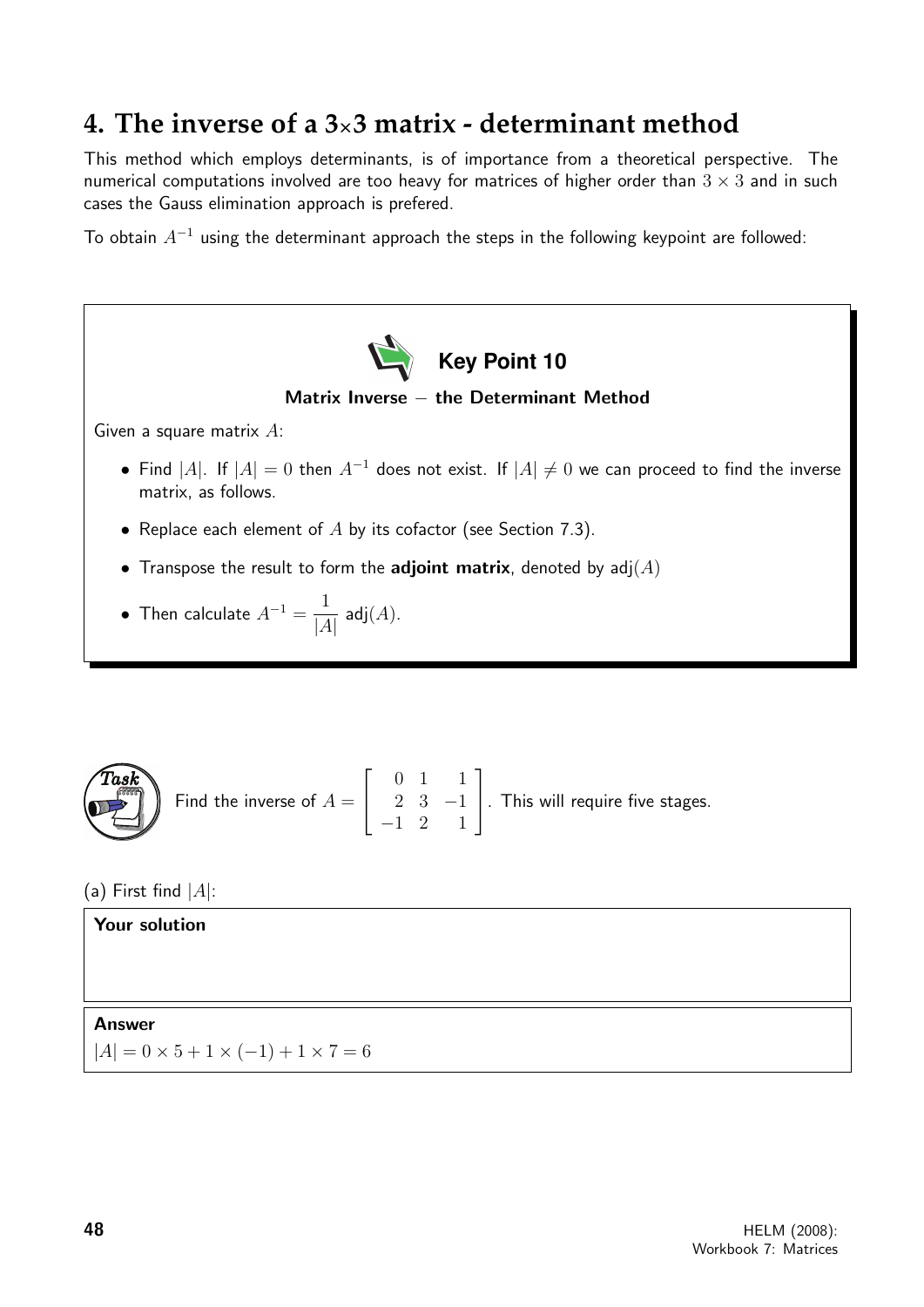## 4. The inverse of a 3×3 matrix - determinant method

This method which employs determinants, is of importance from a theoretical perspective. The numerical computations involved are too heavy for matrices of higher order than $3 \times 3$ and in such cases the Gauss elimination approach is prefered.

To obtain $A^{-1}$ using the determinant approach the steps in the following keypoint are followed:

**Key Point 10**

**Matrix Inverse − the Determinant Method**

Given a square matrix $A$:

- Find $|A|$. If $|A| = 0$ then $A^{-1}$ does not exist. If $|A| \neq 0$ we can proceed to find the inverse matrix, as follows.
- Replace each element of $A$ by its cofactor (see Section 7.3).
- Transpose the result to form the **adjoint matrix**, denoted by $\text{adj}(A)$
- Then calculate $A^{-1} = \dfrac{1}{|A|}\,\text{adj}(A)$.

**Task**

Find the inverse of $A = \begin{bmatrix} 0 & 1 & 1 \\ 2 & 3 & -1 \\ -1 & 2 & 1 \end{bmatrix}$. This will require five stages.

(a) First find $|A|$:

**Your solution**

**Answer**

$|A| = 0 \times 5 + 1 \times (-1) + 1 \times 7 = 6$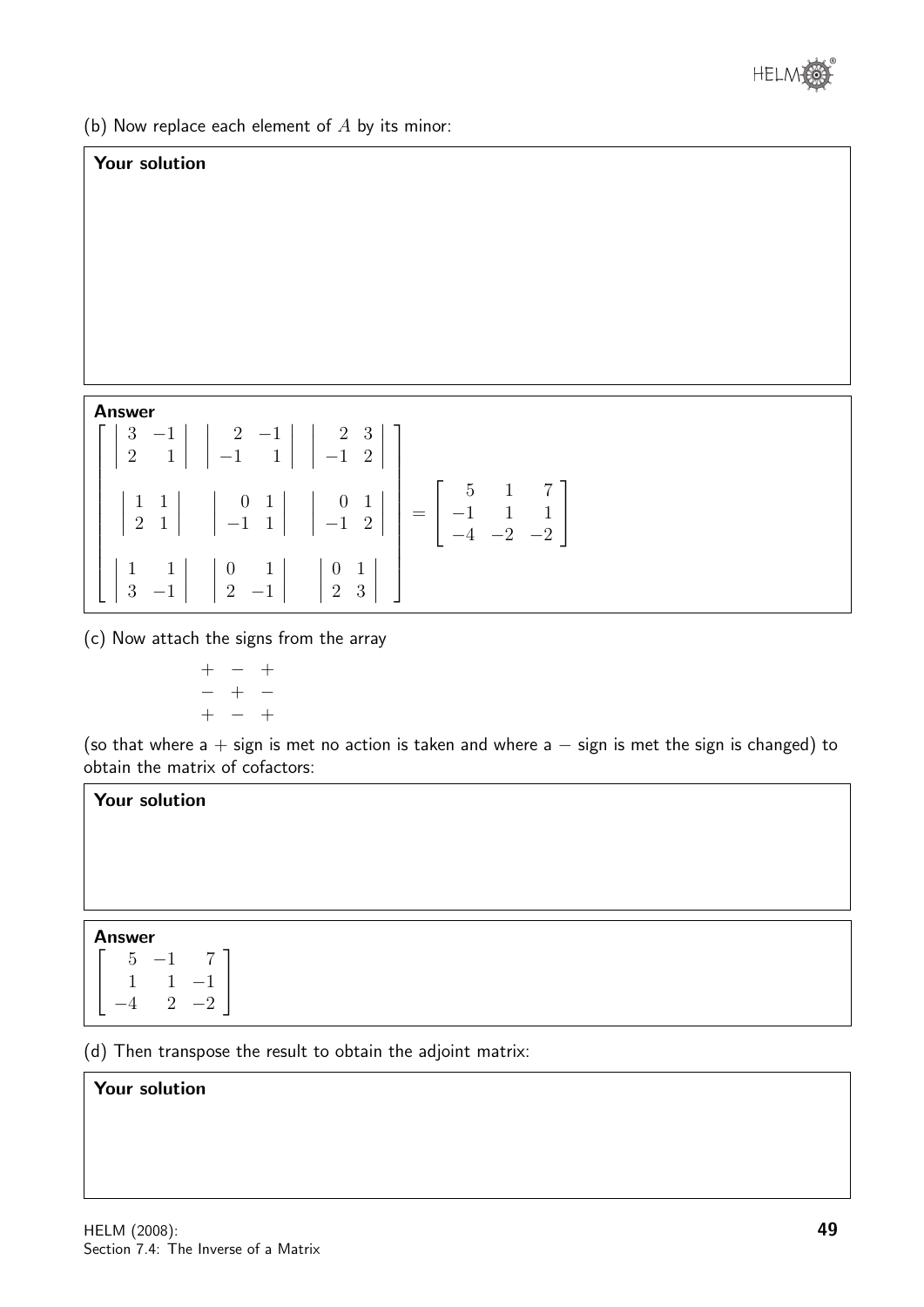(b) Now replace each element of $A$ by its minor:

**Your solution**

**Answer**

$$\begin{bmatrix} \begin{vmatrix} 3 & -1 \\ 2 & 1 \end{vmatrix} & \begin{vmatrix} 2 & -1 \\ -1 & 1 \end{vmatrix} & \begin{vmatrix} 2 & 3 \\ -1 & 2 \end{vmatrix} \\ \begin{vmatrix} 1 & 1 \\ 2 & 1 \end{vmatrix} & \begin{vmatrix} 0 & 1 \\ -1 & 1 \end{vmatrix} & \begin{vmatrix} 0 & 1 \\ -1 & 2 \end{vmatrix} \\ \begin{vmatrix} 1 & 1 \\ 3 & -1 \end{vmatrix} & \begin{vmatrix} 0 & 1 \\ 2 & -1 \end{vmatrix} & \begin{vmatrix} 0 & 1 \\ 2 & 3 \end{vmatrix} \end{bmatrix} = \begin{bmatrix} 5 & 1 & 7 \\ -1 & 1 & 1 \\ -4 & -2 & -2 \end{bmatrix}$$

(c) Now attach the signs from the array

$$\begin{matrix} + & - & + \\ - & + & - \\ + & - & + \end{matrix}$$

(so that where a $+$ sign is met no action is taken and where a $-$ sign is met the sign is changed) to obtain the matrix of cofactors:

**Your solution**

**Answer**

$$\begin{bmatrix} 5 & -1 & 7 \\ 1 & 1 & -1 \\ -4 & 2 & -2 \end{bmatrix}$$

(d) Then transpose the result to obtain the adjoint matrix:

**Your solution**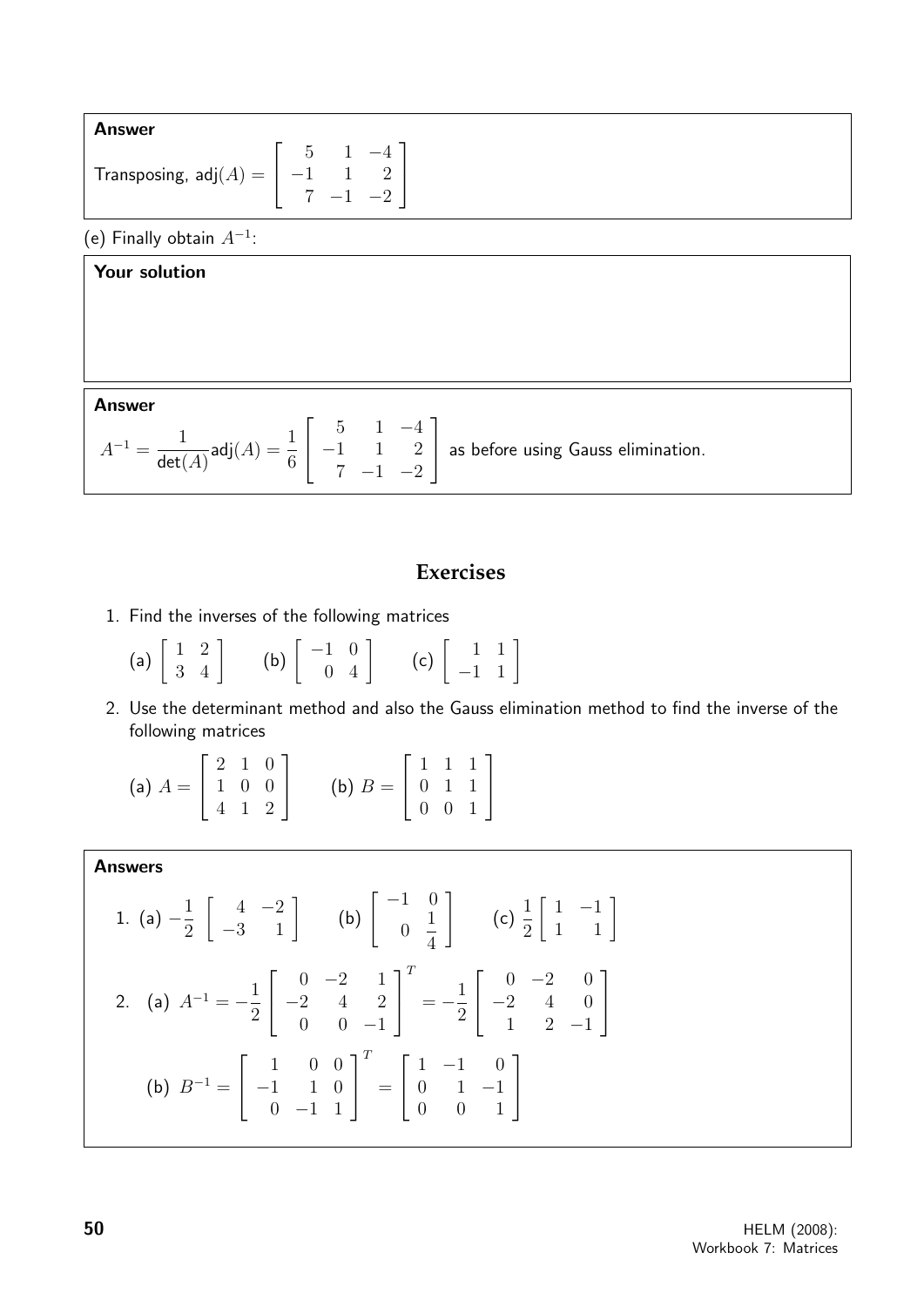**Answer**

Transposing, $\text{adj}(A) = \begin{bmatrix} 5 & 1 & -4 \\ -1 & 1 & 2 \\ 7 & -1 & -2 \end{bmatrix}$

(e) Finally obtain $A^{-1}$:

**Your solution**

**Answer**

$A^{-1} = \dfrac{1}{\det(A)}\text{adj}(A) = \dfrac{1}{6}\begin{bmatrix} 5 & 1 & -4 \\ -1 & 1 & 2 \\ 7 & -1 & -2 \end{bmatrix}$ as before using Gauss elimination.

## Exercises

1. Find the inverses of the following matrices

   (a) $\begin{bmatrix} 1 & 2 \\ 3 & 4 \end{bmatrix}$ (b) $\begin{bmatrix} -1 & 0 \\ 0 & 4 \end{bmatrix}$ (c) $\begin{bmatrix} 1 & 1 \\ -1 & 1 \end{bmatrix}$

2. Use the determinant method and also the Gauss elimination method to find the inverse of the following matrices

   (a) $A = \begin{bmatrix} 2 & 1 & 0 \\ 1 & 0 & 0 \\ 4 & 1 & 2 \end{bmatrix}$ (b) $B = \begin{bmatrix} 1 & 1 & 1 \\ 0 & 1 & 1 \\ 0 & 0 & 1 \end{bmatrix}$

**Answers**

1. (a) $-\dfrac{1}{2}\begin{bmatrix} 4 & -2 \\ -3 & 1 \end{bmatrix}$ (b) $\begin{bmatrix} -1 & 0 \\ 0 & \dfrac{1}{4} \end{bmatrix}$ (c) $\dfrac{1}{2}\begin{bmatrix} 1 & -1 \\ 1 & 1 \end{bmatrix}$

2. (a) $A^{-1} = -\dfrac{1}{2}\begin{bmatrix} 0 & -2 & 1 \\ -2 & 4 & 2 \\ 0 & 0 & -1 \end{bmatrix}^T = -\dfrac{1}{2}\begin{bmatrix} 0 & -2 & 0 \\ -2 & 4 & 0 \\ 1 & 2 & -1 \end{bmatrix}$

   (b) $B^{-1} = \begin{bmatrix} 1 & 0 & 0 \\ -1 & 1 & 0 \\ 0 & -1 & 1 \end{bmatrix}^T = \begin{bmatrix} 1 & -1 & 0 \\ 0 & 1 & -1 \\ 0 & 0 & 1 \end{bmatrix}$